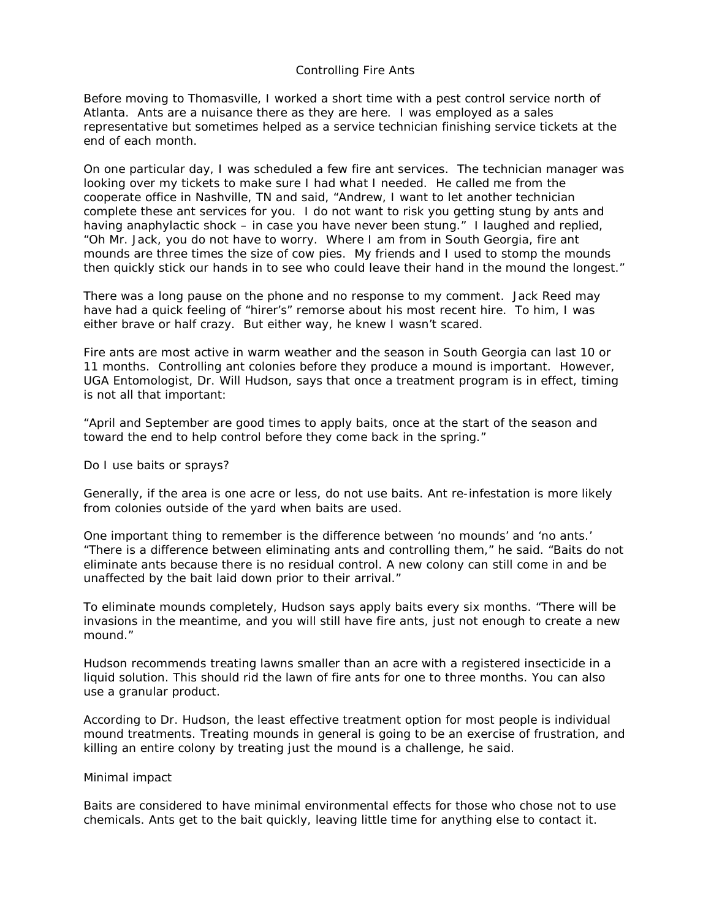# Controlling Fire Ants

Before moving to Thomasville, I worked a short time with a pest control service north of Atlanta. Ants are a nuisance there as they are here. I was employed as a sales representative but sometimes helped as a service technician finishing service tickets at the end of each month.

On one particular day, I was scheduled a few fire ant services. The technician manager was looking over my tickets to make sure I had what I needed. He called me from the cooperate office in Nashville, TN and said, "Andrew, I want to let another technician complete these ant services for you. I do not want to risk you getting stung by ants and having anaphylactic shock – in case you have never been stung." I laughed and replied, "Oh Mr. Jack, you do not have to worry. Where I am from in South Georgia, fire ant mounds are three times the size of cow pies. My friends and I used to stomp the mounds then quickly stick our hands in to see who could leave their hand in the mound the longest."

There was a long pause on the phone and no response to my comment. Jack Reed may have had a quick feeling of "hirer's" remorse about his most recent hire. To him, I was either brave or half crazy. But either way, he knew I wasn't scared.

Fire ants are most active in warm weather and the season in South Georgia can last 10 or 11 months. Controlling ant colonies before they produce a mound is important. However, UGA Entomologist, Dr. Will Hudson, says that once a treatment program is in effect, timing is not all that important:

"April and September are good times to apply baits, once at the start of the season and toward the end to help control before they come back in the spring."

## Do I use baits or sprays?

Generally, if the area is one acre or less, do not use baits. Ant re-infestation is more likely from colonies outside of the yard when baits are used.

One important thing to remember is the difference between 'no mounds' and 'no ants.' "There is a difference between eliminating ants and controlling them," he said. "Baits do not eliminate ants because there is no residual control. A new colony can still come in and be unaffected by the bait laid down prior to their arrival."

To eliminate mounds completely, Hudson says apply baits every six months. "There will be invasions in the meantime, and you will still have fire ants, just not enough to create a new mound."

Hudson recommends treating lawns smaller than an acre with a registered insecticide in a liquid solution. This should rid the lawn of fire ants for one to three months. You can also use a granular product.

According to Dr. Hudson, the least effective treatment option for most people is individual mound treatments. Treating mounds in general is going to be an exercise of frustration, and killing an entire colony by treating just the mound is a challenge, he said.

## Minimal impact

Baits are considered to have minimal environmental effects for those who chose not to use chemicals. Ants get to the bait quickly, leaving little time for anything else to contact it.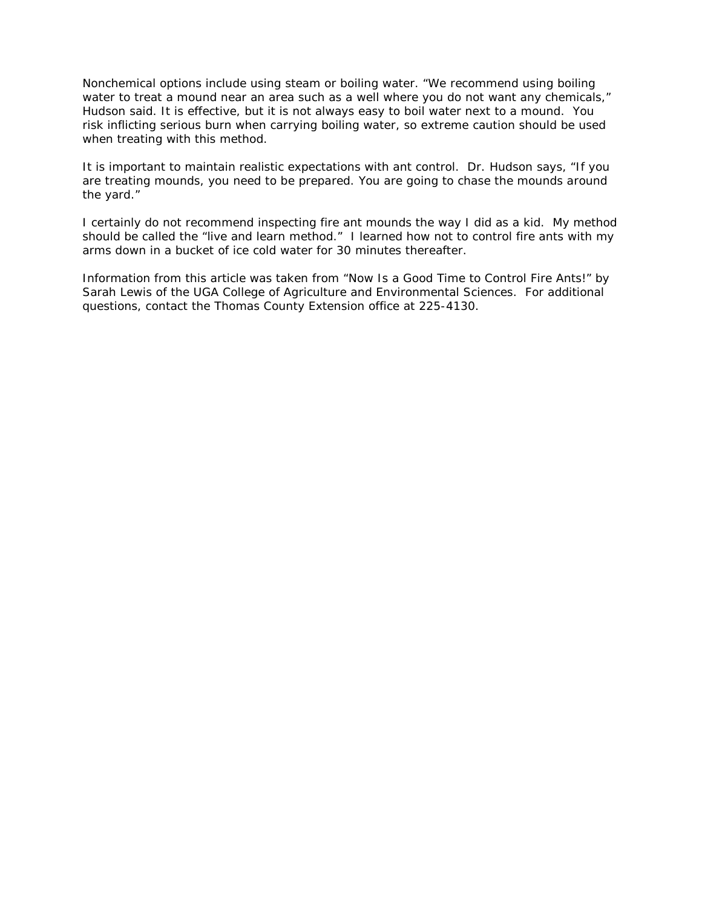Nonchemical options include using steam or boiling water. "We recommend using boiling water to treat a mound near an area such as a well where you do not want any chemicals," Hudson said. It is effective, but it is not always easy to boil water next to a mound. You risk inflicting serious burn when carrying boiling water, so extreme caution should be used when treating with this method.

It is important to maintain realistic expectations with ant control. Dr. Hudson says, "If you are treating mounds, you need to be prepared. You are going to chase the mounds around the yard."

I certainly do not recommend inspecting fire ant mounds the way I did as a kid. My method should be called the "live and learn method." I learned how not to control fire ants with my arms down in a bucket of ice cold water for 30 minutes thereafter.

Information from this article was taken from "Now Is a Good Time to Control Fire Ants!" by Sarah Lewis of the UGA College of Agriculture and Environmental Sciences. For additional questions, contact the Thomas County Extension office at 225-4130.